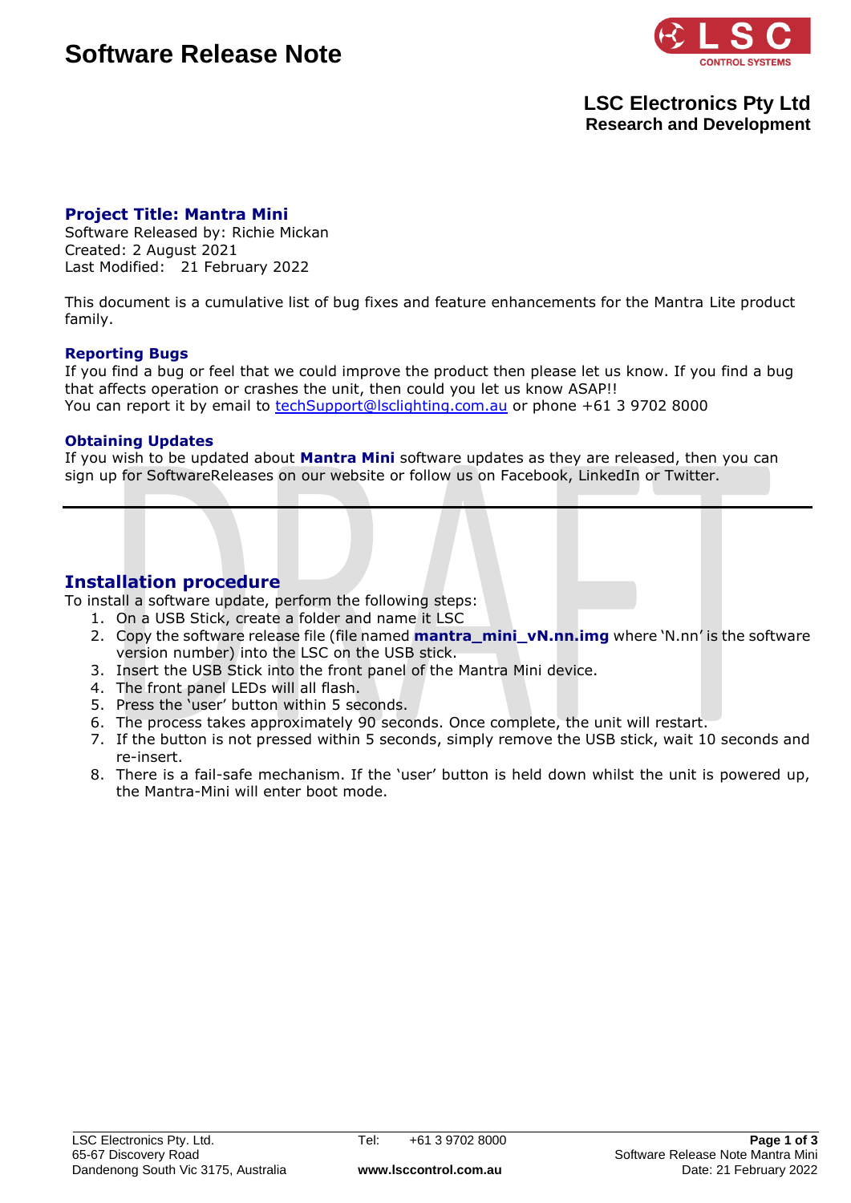# Software Release Note

**LSC Electronics Pty Ltd**
**Research and Development**

## Project Title: Mantra Mini

Software Released by: Richie Mickan
Created: 2 August 2021
Last Modified: 21 February 2022

This document is a cumulative list of bug fixes and feature enhancements for the Mantra Lite product family.

### Reporting Bugs

If you find a bug or feel that we could improve the product then please let us know. If you find a bug that affects operation or crashes the unit, then could you let us know ASAP!!
You can report it by email to techSupport@lsclighting.com.au or phone +61 3 9702 8000

### Obtaining Updates

If you wish to be updated about **Mantra Mini** software updates as they are released, then you can sign up for SoftwareReleases on our website or follow us on Facebook, LinkedIn or Twitter.

---

## Installation procedure

To install a software update, perform the following steps:

1. On a USB Stick, create a folder and name it LSC
2. Copy the software release file (file named **mantra_mini_vN.nn.img** where 'N.nn' is the software version number) into the LSC on the USB stick.
3. Insert the USB Stick into the front panel of the Mantra Mini device.
4. The front panel LEDs will all flash.
5. Press the 'user' button within 5 seconds.
6. The process takes approximately 90 seconds. Once complete, the unit will restart.
7. If the button is not pressed within 5 seconds, simply remove the USB stick, wait 10 seconds and re-insert.
8. There is a fail-safe mechanism. If the 'user' button is held down whilst the unit is powered up, the Mantra-Mini will enter boot mode.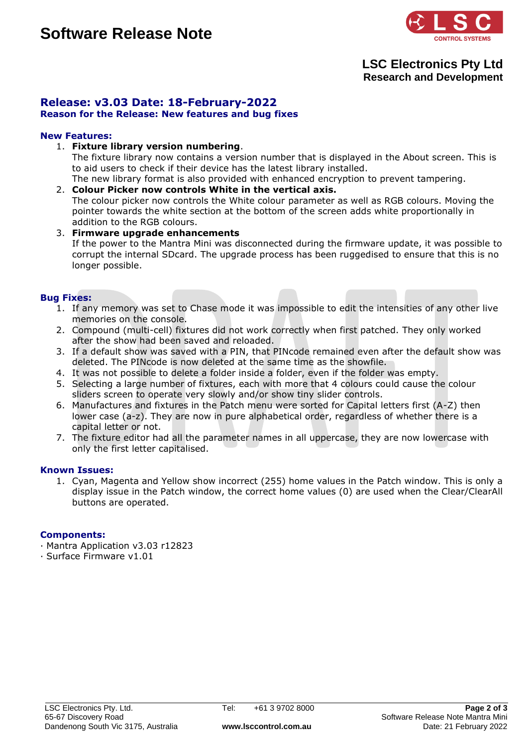# Software Release Note

**LSC Electronics Pty Ltd**
**Research and Development**

## Release: v3.03 Date: 18-February-2022

**Reason for the Release: New features and bug fixes**

### New Features:

1. **Fixture library version numbering**.
   The fixture library now contains a version number that is displayed in the About screen. This is to aid users to check if their device has the latest library installed.
   The new library format is also provided with enhanced encryption to prevent tampering.
2. **Colour Picker now controls White in the vertical axis.**
   The colour picker now controls the White colour parameter as well as RGB colours. Moving the pointer towards the white section at the bottom of the screen adds white proportionally in addition to the RGB colours.
3. **Firmware upgrade enhancements**
   If the power to the Mantra Mini was disconnected during the firmware update, it was possible to corrupt the internal SDcard. The upgrade process has been ruggedised to ensure that this is no longer possible.

### Bug Fixes:

1. If any memory was set to Chase mode it was impossible to edit the intensities of any other live memories on the console.
2. Compound (multi-cell) fixtures did not work correctly when first patched. They only worked after the show had been saved and reloaded.
3. If a default show was saved with a PIN, that PINcode remained even after the default show was deleted. The PINcode is now deleted at the same time as the showfile.
4. It was not possible to delete a folder inside a folder, even if the folder was empty.
5. Selecting a large number of fixtures, each with more that 4 colours could cause the colour sliders screen to operate very slowly and/or show tiny slider controls.
6. Manufactures and fixtures in the Patch menu were sorted for Capital letters first (A-Z) then lower case (a-z). They are now in pure alphabetical order, regardless of whether there is a capital letter or not.
7. The fixture editor had all the parameter names in all uppercase, they are now lowercase with only the first letter capitalised.

### Known Issues:

1. Cyan, Magenta and Yellow show incorrect (255) home values in the Patch window. This is only a display issue in the Patch window, the correct home values (0) are used when the Clear/ClearAll buttons are operated.

### Components:

· Mantra Application v3.03 r12823
· Surface Firmware v1.01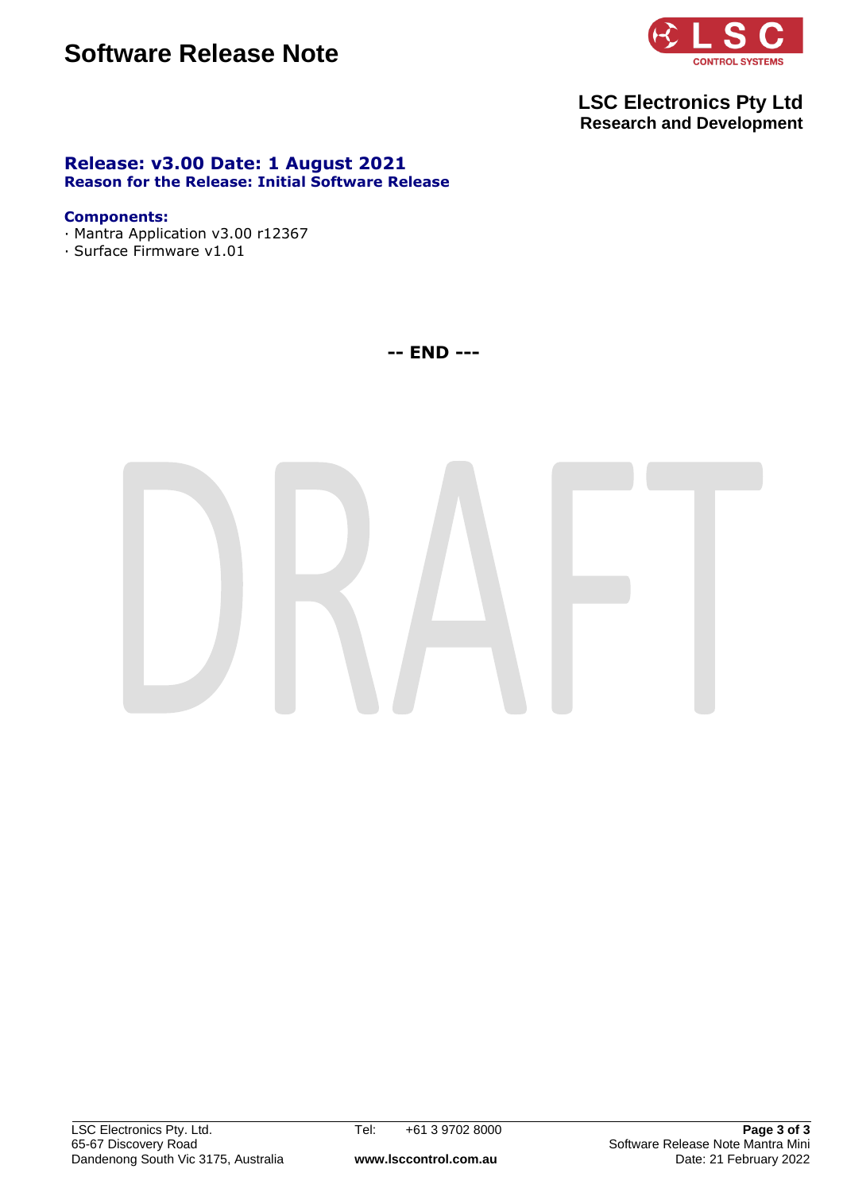**Release: v3.00 Date: 1 August 2021**
**Reason for the Release: Initial Software Release**

**Components:**
· Mantra Application v3.00 r12367
· Surface Firmware v1.01

**-- END ---**

DRAFT